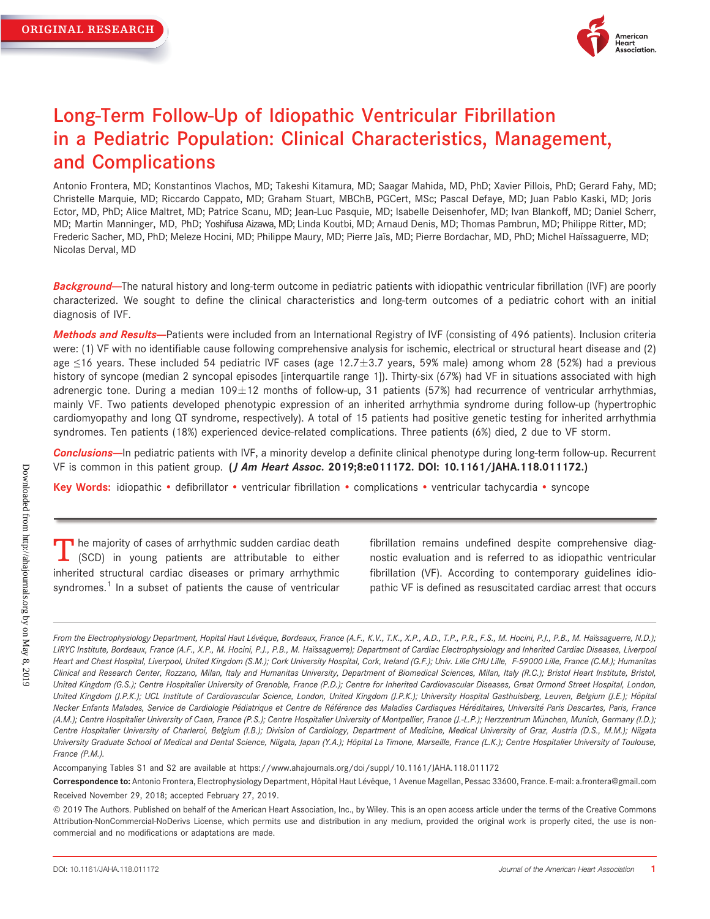ORIGINAL RESEARCH

# Long-Term Follow-Up of Idiopathic Ventricular Fibrillation in a Pediatric Population: Clinical Characteristics, Management, and Complications

Antonio Frontera, MD; Konstantinos Vlachos, MD; Takeshi Kitamura, MD; Saagar Mahida, MD, PhD; Xavier Pillois, PhD; Gerard Fahy, MD; Christelle Marquie, MD; Riccardo Cappato, MD; Graham Stuart, MBChB, PGCert, MSc; Pascal Defaye, MD; Juan Pablo Kaski, MD; Joris Ector, MD, PhD; Alice Maltret, MD; Patrice Scanu, MD; Jean-Luc Pasquie, MD; Isabelle Deisenhofer, MD; Ivan Blankoff, MD; Daniel Scherr, MD; Martin Manninger, MD, PhD; Yoshifusa Aizawa, MD; Linda Koutbi, MD; Arnaud Denis, MD; Thomas Pambrun, MD; Philippe Ritter, MD; Frederic Sacher, MD, PhD; Meleze Hocini, MD; Philippe Maury, MD; Pierre Jaïs, MD; Pierre Bordachar, MD, PhD; Michel Haïssaguerre, MD; Nicolas Derval, MD

***Background*—**The natural history and long-term outcome in pediatric patients with idiopathic ventricular fibrillation (IVF) are poorly characterized. We sought to define the clinical characteristics and long-term outcomes of a pediatric cohort with an initial diagnosis of IVF.

***Methods and Results*—**Patients were included from an International Registry of IVF (consisting of 496 patients). Inclusion criteria were: (1) VF with no identifiable cause following comprehensive analysis for ischemic, electrical or structural heart disease and (2) age ≤16 years. These included 54 pediatric IVF cases (age 12.7±3.7 years, 59% male) among whom 28 (52%) had a previous history of syncope (median 2 syncopal episodes [interquartile range 1]). Thirty-six (67%) had VF in situations associated with high adrenergic tone. During a median 109±12 months of follow-up, 31 patients (57%) had recurrence of ventricular arrhythmias, mainly VF. Two patients developed phenotypic expression of an inherited arrhythmia syndrome during follow-up (hypertrophic cardiomyopathy and long QT syndrome, respectively). A total of 15 patients had positive genetic testing for inherited arrhythmia syndromes. Ten patients (18%) experienced device-related complications. Three patients (6%) died, 2 due to VF storm.

***Conclusions*—**In pediatric patients with IVF, a minority develop a definite clinical phenotype during long-term follow-up. Recurrent VF is common in this patient group. **(*J Am Heart Assoc*. 2019;8:e011172. DOI: 10.1161/JAHA.118.011172.)**

**Key Words:** idiopathic • defibrillator • ventricular fibrillation • complications • ventricular tachycardia • syncope

The majority of cases of arrhythmic sudden cardiac death (SCD) in young patients are attributable to either inherited structural cardiac diseases or primary arrhythmic syndromes.[1] In a subset of patients the cause of ventricular fibrillation remains undefined despite comprehensive diagnostic evaluation and is referred to as idiopathic ventricular fibrillation (VF). According to contemporary guidelines idiopathic VF is defined as resuscitated cardiac arrest that occurs

*From the Electrophysiology Department, Hopital Haut Lévêque, Bordeaux, France (A.F., K.V., T.K., X.P., A.D., T.P., P.R., F.S., M. Hocini, P.J., P.B., M. Haïssaguerre, N.D.); LIRYC Institute, Bordeaux, France (A.F., X.P., M. Hocini, P.J., P.B., M. Haïssaguerre); Department of Cardiac Electrophysiology and Inherited Cardiac Diseases, Liverpool Heart and Chest Hospital, Liverpool, United Kingdom (S.M.); Cork University Hospital, Cork, Ireland (G.F.); Univ. Lille CHU Lille, F-59000 Lille, France (C.M.); Humanitas Clinical and Research Center, Rozzano, Milan, Italy and Humanitas University, Department of Biomedical Sciences, Milan, Italy (R.C.); Bristol Heart Institute, Bristol, United Kingdom (G.S.); Centre Hospitalier University of Grenoble, France (P.D.); Centre for Inherited Cardiovascular Diseases, Great Ormond Street Hospital, London, United Kingdom (J.P.K.); UCL Institute of Cardiovascular Science, London, United Kingdom (J.P.K.); University Hospital Gasthuisberg, Leuven, Belgium (J.E.); Hôpital Necker Enfants Malades, Service de Cardiologie Pédiatrique et Centre de Référence des Maladies Cardiaques Héréditaires, Université Paris Descartes, Paris, France (A.M.); Centre Hospitalier University of Caen, France (P.S.); Centre Hospitalier University of Montpellier, France (J.-L.P.); Herzzentrum München, Munich, Germany (I.D.); Centre Hospitalier University of Charleroi, Belgium (I.B.); Division of Cardiology, Department of Medicine, Medical University of Graz, Austria (D.S., M.M.); Niigata University Graduate School of Medical and Dental Science, Niigata, Japan (Y.A.); Hôpital La Timone, Marseille, France (L.K.); Centre Hospitalier University of Toulouse, France (P.M.).*

Accompanying Tables S1 and S2 are available at https://www.ahajournals.org/doi/suppl/10.1161/JAHA.118.011172

**Correspondence to:** Antonio Frontera, Electrophysiology Department, Hôpital Haut Lévêque, 1 Avenue Magellan, Pessac 33600, France. E-mail: a.frontera@gmail.com

Received November 29, 2018; accepted February 27, 2019.

© 2019 The Authors. Published on behalf of the American Heart Association, Inc., by Wiley. This is an open access article under the terms of the Creative Commons Attribution-NonCommercial-NoDerivs License, which permits use and distribution in any medium, provided the original work is properly cited, the use is non-commercial and no modifications or adaptations are made.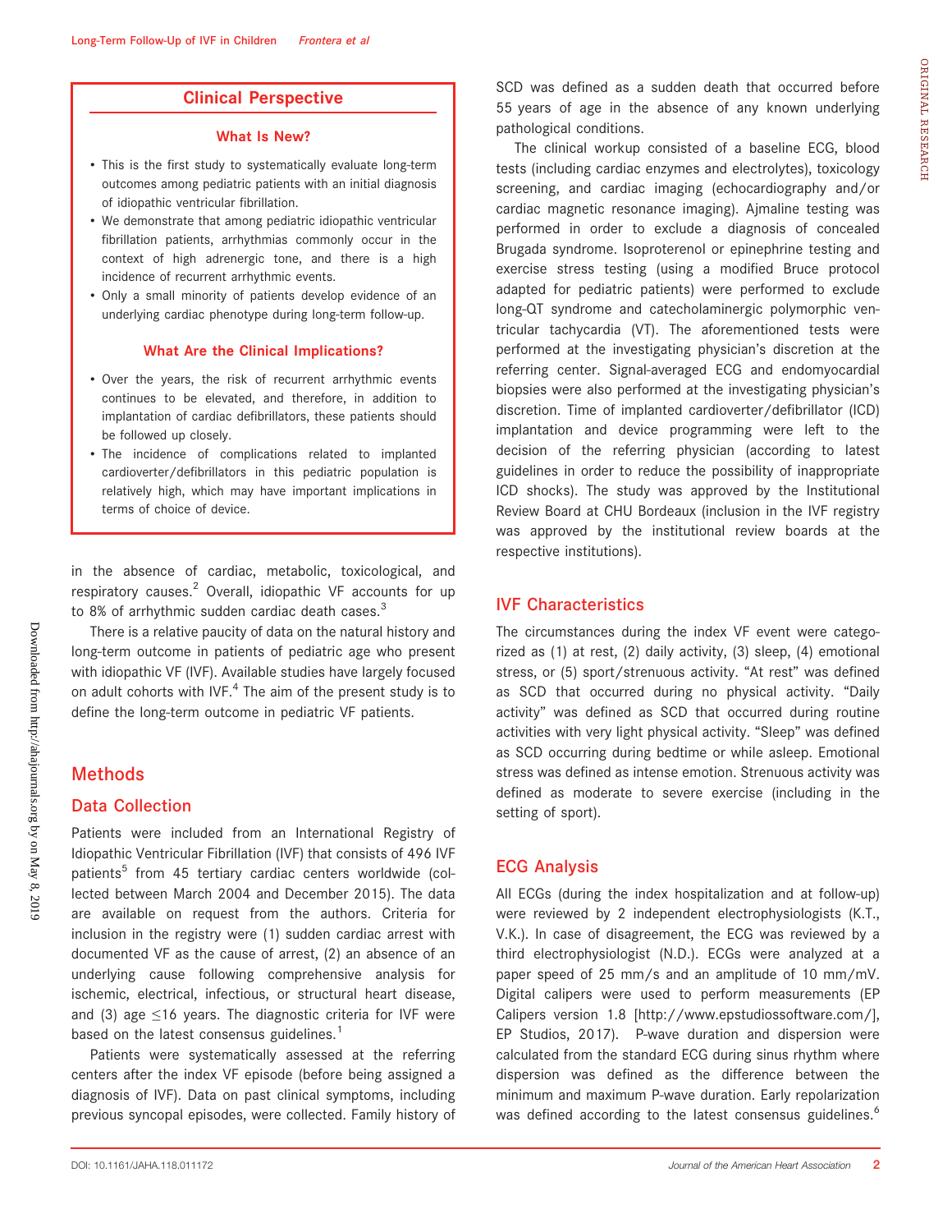## Clinical Perspective

### What Is New?

- This is the first study to systematically evaluate long-term outcomes among pediatric patients with an initial diagnosis of idiopathic ventricular fibrillation.
- We demonstrate that among pediatric idiopathic ventricular fibrillation patients, arrhythmias commonly occur in the context of high adrenergic tone, and there is a high incidence of recurrent arrhythmic events.
- Only a small minority of patients develop evidence of an underlying cardiac phenotype during long-term follow-up.

### What Are the Clinical Implications?

- Over the years, the risk of recurrent arrhythmic events continues to be elevated, and therefore, in addition to implantation of cardiac defibrillators, these patients should be followed up closely.
- The incidence of complications related to implanted cardioverter/defibrillators in this pediatric population is relatively high, which may have important implications in terms of choice of device.

in the absence of cardiac, metabolic, toxicological, and respiratory causes.[2] Overall, idiopathic VF accounts for up to 8% of arrhythmic sudden cardiac death cases.[3]

There is a relative paucity of data on the natural history and long-term outcome in patients of pediatric age who present with idiopathic VF (IVF). Available studies have largely focused on adult cohorts with IVF.[4] The aim of the present study is to define the long-term outcome in pediatric VF patients.

## Methods

### Data Collection

Patients were included from an International Registry of Idiopathic Ventricular Fibrillation (IVF) that consists of 496 IVF patients[5] from 45 tertiary cardiac centers worldwide (collected between March 2004 and December 2015). The data are available on request from the authors. Criteria for inclusion in the registry were (1) sudden cardiac arrest with documented VF as the cause of arrest, (2) an absence of an underlying cause following comprehensive analysis for ischemic, electrical, infectious, or structural heart disease, and (3) age ≤16 years. The diagnostic criteria for IVF were based on the latest consensus guidelines.[1]

Patients were systematically assessed at the referring centers after the index VF episode (before being assigned a diagnosis of IVF). Data on past clinical symptoms, including previous syncopal episodes, were collected. Family history of SCD was defined as a sudden death that occurred before 55 years of age in the absence of any known underlying pathological conditions.

The clinical workup consisted of a baseline ECG, blood tests (including cardiac enzymes and electrolytes), toxicology screening, and cardiac imaging (echocardiography and/or cardiac magnetic resonance imaging). Ajmaline testing was performed in order to exclude a diagnosis of concealed Brugada syndrome. Isoproterenol or epinephrine testing and exercise stress testing (using a modified Bruce protocol adapted for pediatric patients) were performed to exclude long-QT syndrome and catecholaminergic polymorphic ventricular tachycardia (VT). The aforementioned tests were performed at the investigating physician's discretion at the referring center. Signal-averaged ECG and endomyocardial biopsies were also performed at the investigating physician's discretion. Time of implanted cardioverter/defibrillator (ICD) implantation and device programming were left to the decision of the referring physician (according to latest guidelines in order to reduce the possibility of inappropriate ICD shocks). The study was approved by the Institutional Review Board at CHU Bordeaux (inclusion in the IVF registry was approved by the institutional review boards at the respective institutions).

### IVF Characteristics

The circumstances during the index VF event were categorized as (1) at rest, (2) daily activity, (3) sleep, (4) emotional stress, or (5) sport/strenuous activity. "At rest" was defined as SCD that occurred during no physical activity. "Daily activity" was defined as SCD that occurred during routine activities with very light physical activity. "Sleep" was defined as SCD occurring during bedtime or while asleep. Emotional stress was defined as intense emotion. Strenuous activity was defined as moderate to severe exercise (including in the setting of sport).

### ECG Analysis

All ECGs (during the index hospitalization and at follow-up) were reviewed by 2 independent electrophysiologists (K.T., V.K.). In case of disagreement, the ECG was reviewed by a third electrophysiologist (N.D.). ECGs were analyzed at a paper speed of 25 mm/s and an amplitude of 10 mm/mV. Digital calipers were used to perform measurements (EP Calipers version 1.8 [http://www.epstudiossoftware.com/], EP Studios, 2017). P-wave duration and dispersion were calculated from the standard ECG during sinus rhythm where dispersion was defined as the difference between the minimum and maximum P-wave duration. Early repolarization was defined according to the latest consensus guidelines.[6]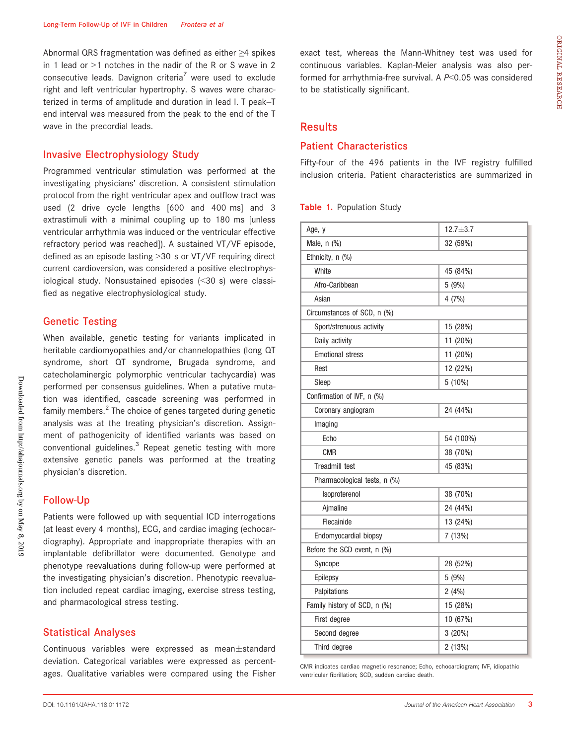Abnormal QRS fragmentation was defined as either ≥4 spikes in 1 lead or >1 notches in the nadir of the R or S wave in 2 consecutive leads. Davignon criteria[7] were used to exclude right and left ventricular hypertrophy. S waves were characterized in terms of amplitude and duration in lead I. T peak–T end interval was measured from the peak to the end of the T wave in the precordial leads.

## Invasive Electrophysiology Study

Programmed ventricular stimulation was performed at the investigating physicians' discretion. A consistent stimulation protocol from the right ventricular apex and outflow tract was used (2 drive cycle lengths [600 and 400 ms] and 3 extrastimuli with a minimal coupling up to 180 ms [unless ventricular arrhythmia was induced or the ventricular effective refractory period was reached]). A sustained VT/VF episode, defined as an episode lasting >30 s or VT/VF requiring direct current cardioversion, was considered a positive electrophysiological study. Nonsustained episodes (<30 s) were classified as negative electrophysiological study.

## Genetic Testing

When available, genetic testing for variants implicated in heritable cardiomyopathies and/or channelopathies (long QT syndrome, short QT syndrome, Brugada syndrome, and catecholaminergic polymorphic ventricular tachycardia) was performed per consensus guidelines. When a putative mutation was identified, cascade screening was performed in family members.[2] The choice of genes targeted during genetic analysis was at the treating physician's discretion. Assignment of pathogenicity of identified variants was based on conventional guidelines.[3] Repeat genetic testing with more extensive genetic panels was performed at the treating physician's discretion.

## Follow-Up

Patients were followed up with sequential ICD interrogations (at least every 4 months), ECG, and cardiac imaging (echocardiography). Appropriate and inappropriate therapies with an implantable defibrillator were documented. Genotype and phenotype reevaluations during follow-up were performed at the investigating physician's discretion. Phenotypic reevaluation included repeat cardiac imaging, exercise stress testing, and pharmacological stress testing.

## Statistical Analyses

Continuous variables were expressed as mean±standard deviation. Categorical variables were expressed as percentages. Qualitative variables were compared using the Fisher exact test, whereas the Mann-Whitney test was used for continuous variables. Kaplan-Meier analysis was also performed for arrhythmia-free survival. A $P<0.05$ was considered to be statistically significant.

# Results

## Patient Characteristics

Fifty-four of the 496 patients in the IVF registry fulfilled inclusion criteria. Patient characteristics are summarized in

**Table 1.** Population Study

| | |
|---|---|
| Age, y | 12.7±3.7 |
| Male, n (%) | 32 (59%) |
| Ethnicity, n (%) | |
| White | 45 (84%) |
| Afro-Caribbean | 5 (9%) |
| Asian | 4 (7%) |
| Circumstances of SCD, n (%) | |
| Sport/strenuous activity | 15 (28%) |
| Daily activity | 11 (20%) |
| Emotional stress | 11 (20%) |
| Rest | 12 (22%) |
| Sleep | 5 (10%) |
| Confirmation of IVF, n (%) | |
| Coronary angiogram | 24 (44%) |
| Imaging | |
| Echo | 54 (100%) |
| CMR | 38 (70%) |
| Treadmill test | 45 (83%) |
| Pharmacological tests, n (%) | |
| Isoproterenol | 38 (70%) |
| Ajmaline | 24 (44%) |
| Flecainide | 13 (24%) |
| Endomyocardial biopsy | 7 (13%) |
| Before the SCD event, n (%) | |
| Syncope | 28 (52%) |
| Epilepsy | 5 (9%) |
| Palpitations | 2 (4%) |
| Family history of SCD, n (%) | 15 (28%) |
| First degree | 10 (67%) |
| Second degree | 3 (20%) |
| Third degree | 2 (13%) |

CMR indicates cardiac magnetic resonance; Echo, echocardiogram; IVF, idiopathic ventricular fibrillation; SCD, sudden cardiac death.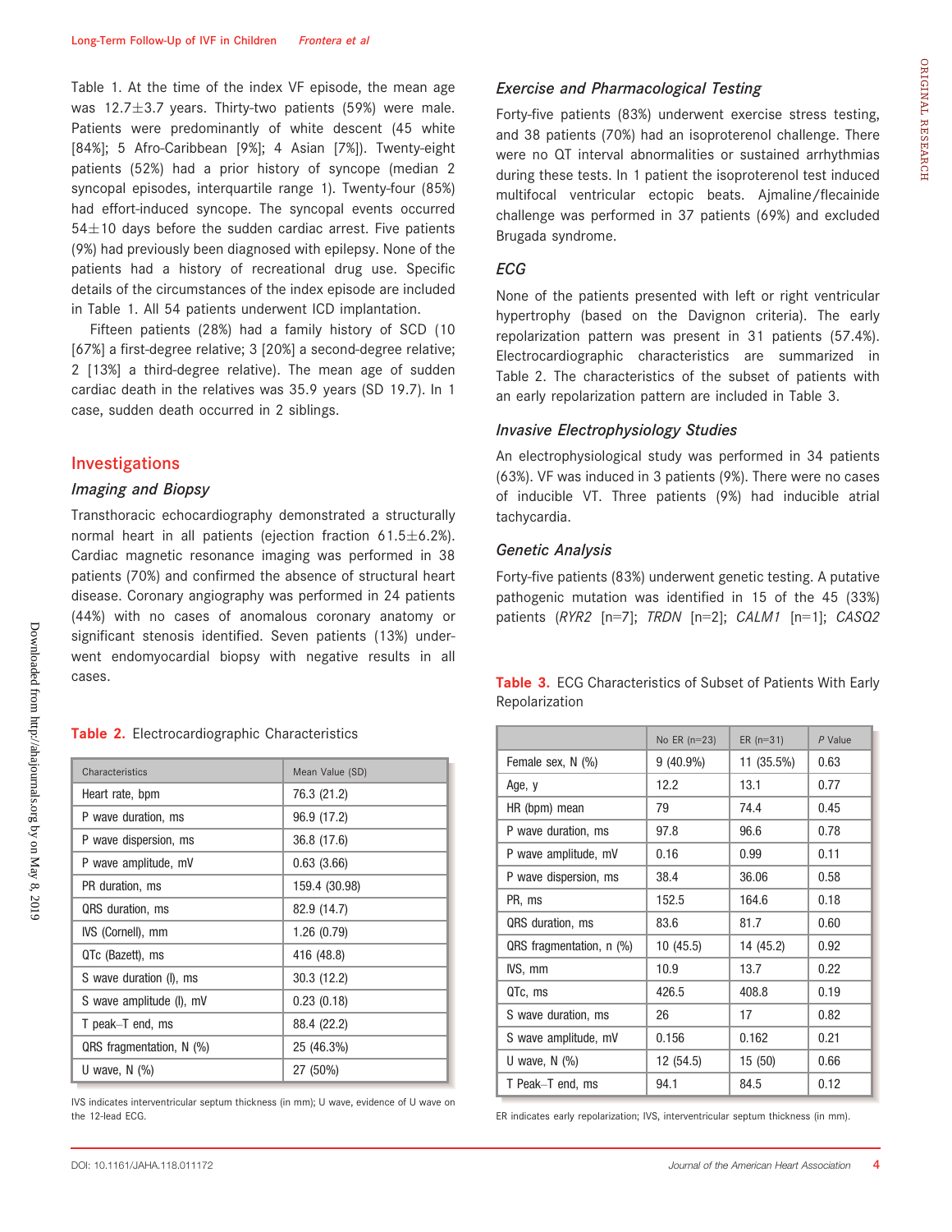Table 1. At the time of the index VF episode, the mean age was 12.7±3.7 years. Thirty-two patients (59%) were male. Patients were predominantly of white descent (45 white [84%]; 5 Afro-Caribbean [9%]; 4 Asian [7%]). Twenty-eight patients (52%) had a prior history of syncope (median 2 syncopal episodes, interquartile range 1). Twenty-four (85%) had effort-induced syncope. The syncopal events occurred 54±10 days before the sudden cardiac arrest. Five patients (9%) had previously been diagnosed with epilepsy. None of the patients had a history of recreational drug use. Specific details of the circumstances of the index episode are included in Table 1. All 54 patients underwent ICD implantation.

Fifteen patients (28%) had a family history of SCD (10 [67%] a first-degree relative; 3 [20%] a second-degree relative; 2 [13%] a third-degree relative). The mean age of sudden cardiac death in the relatives was 35.9 years (SD 19.7). In 1 case, sudden death occurred in 2 siblings.

## Investigations

### Imaging and Biopsy

Transthoracic echocardiography demonstrated a structurally normal heart in all patients (ejection fraction 61.5±6.2%). Cardiac magnetic resonance imaging was performed in 38 patients (70%) and confirmed the absence of structural heart disease. Coronary angiography was performed in 24 patients (44%) with no cases of anomalous coronary anatomy or significant stenosis identified. Seven patients (13%) underwent endomyocardial biopsy with negative results in all cases.

**Table 2.** Electrocardiographic Characteristics

| Characteristics | Mean Value (SD) |
|---|---|
| Heart rate, bpm | 76.3 (21.2) |
| P wave duration, ms | 96.9 (17.2) |
| P wave dispersion, ms | 36.8 (17.6) |
| P wave amplitude, mV | 0.63 (3.66) |
| PR duration, ms | 159.4 (30.98) |
| QRS duration, ms | 82.9 (14.7) |
| IVS (Cornell), mm | 1.26 (0.79) |
| QTc (Bazett), ms | 416 (48.8) |
| S wave duration (I), ms | 30.3 (12.2) |
| S wave amplitude (I), mV | 0.23 (0.18) |
| T peak–T end, ms | 88.4 (22.2) |
| QRS fragmentation, N (%) | 25 (46.3%) |
| U wave, N (%) | 27 (50%) |

IVS indicates interventricular septum thickness (in mm); U wave, evidence of U wave on the 12-lead ECG.

### Exercise and Pharmacological Testing

Forty-five patients (83%) underwent exercise stress testing, and 38 patients (70%) had an isoproterenol challenge. There were no QT interval abnormalities or sustained arrhythmias during these tests. In 1 patient the isoproterenol test induced multifocal ventricular ectopic beats. Ajmaline/flecainide challenge was performed in 37 patients (69%) and excluded Brugada syndrome.

### ECG

None of the patients presented with left or right ventricular hypertrophy (based on the Davignon criteria). The early repolarization pattern was present in 31 patients (57.4%). Electrocardiographic characteristics are summarized in Table 2. The characteristics of the subset of patients with an early repolarization pattern are included in Table 3.

### Invasive Electrophysiology Studies

An electrophysiological study was performed in 34 patients (63%). VF was induced in 3 patients (9%). There were no cases of inducible VT. Three patients (9%) had inducible atrial tachycardia.

### Genetic Analysis

Forty-five patients (83%) underwent genetic testing. A putative pathogenic mutation was identified in 15 of the 45 (33%) patients (*RYR2* [n=7]; *TRDN* [n=2]; *CALM1* [n=1]; *CASQ2*

**Table 3.** ECG Characteristics of Subset of Patients With Early Repolarization

| | No ER (n=23) | ER (n=31) | *P* Value |
|---|---|---|---|
| Female sex, N (%) | 9 (40.9%) | 11 (35.5%) | 0.63 |
| Age, y | 12.2 | 13.1 | 0.77 |
| HR (bpm) mean | 79 | 74.4 | 0.45 |
| P wave duration, ms | 97.8 | 96.6 | 0.78 |
| P wave amplitude, mV | 0.16 | 0.99 | 0.11 |
| P wave dispersion, ms | 38.4 | 36.06 | 0.58 |
| PR, ms | 152.5 | 164.6 | 0.18 |
| QRS duration, ms | 83.6 | 81.7 | 0.60 |
| QRS fragmentation, n (%) | 10 (45.5) | 14 (45.2) | 0.92 |
| IVS, mm | 10.9 | 13.7 | 0.22 |
| QTc, ms | 426.5 | 408.8 | 0.19 |
| S wave duration, ms | 26 | 17 | 0.82 |
| S wave amplitude, mV | 0.156 | 0.162 | 0.21 |
| U wave, N (%) | 12 (54.5) | 15 (50) | 0.66 |
| T Peak–T end, ms | 94.1 | 84.5 | 0.12 |

ER indicates early repolarization; IVS, interventricular septum thickness (in mm).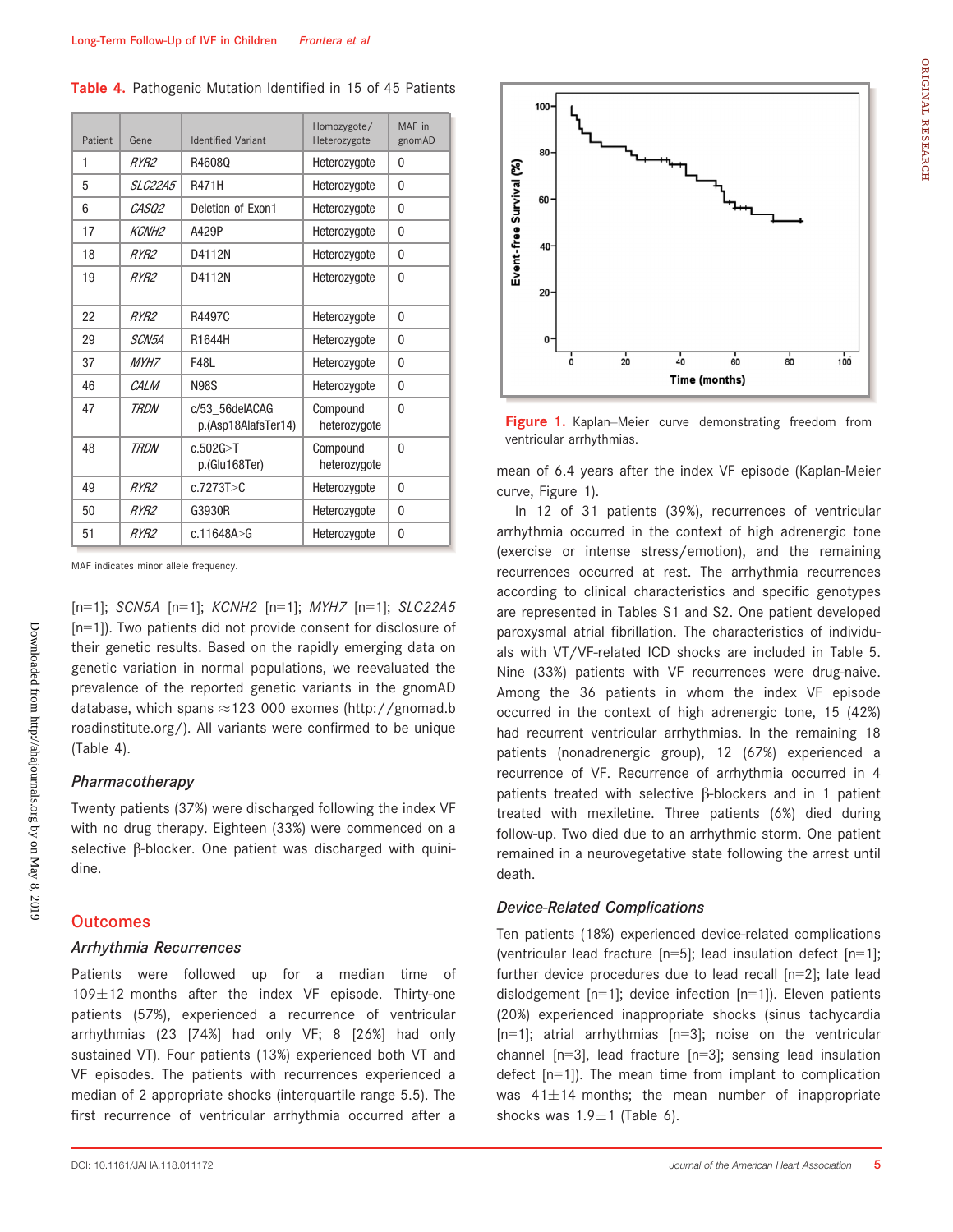**Table 4.** Pathogenic Mutation Identified in 15 of 45 Patients

| Patient | Gene | Identified Variant | Homozygote/ Heterozygote | MAF in gnomAD |
|---|---|---|---|---|
| 1 | *RYR2* | R4608Q | Heterozygote | 0 |
| 5 | *SLC22A5* | R471H | Heterozygote | 0 |
| 6 | *CASQ2* | Deletion of Exon1 | Heterozygote | 0 |
| 17 | *KCNH2* | A429P | Heterozygote | 0 |
| 18 | *RYR2* | D4112N | Heterozygote | 0 |
| 19 | *RYR2* | D4112N | Heterozygote | 0 |
| 22 | *RYR2* | R4497C | Heterozygote | 0 |
| 29 | *SCN5A* | R1644H | Heterozygote | 0 |
| 37 | *MYH7* | F48L | Heterozygote | 0 |
| 46 | *CALM* | N98S | Heterozygote | 0 |
| 47 | *TRDN* | c/53_56delACAG p.(Asp18AlafsTer14) | Compound heterozygote | 0 |
| 48 | *TRDN* | c.502G>T p.(Glu168Ter) | Compound heterozygote | 0 |
| 49 | *RYR2* | c.7273T>C | Heterozygote | 0 |
| 50 | *RYR2* | G3930R | Heterozygote | 0 |
| 51 | *RYR2* | c.11648A>G | Heterozygote | 0 |

MAF indicates minor allele frequency.

[n=1]; *SCN5A* [n=1]; *KCNH2* [n=1]; *MYH7* [n=1]; *SLC22A5* [n=1]). Two patients did not provide consent for disclosure of their genetic results. Based on the rapidly emerging data on genetic variation in normal populations, we reevaluated the prevalence of the reported genetic variants in the gnomAD database, which spans ≈123 000 exomes (http://gnomad.broadinstitute.org/). All variants were confirmed to be unique (Table 4).

### *Pharmacotherapy*

Twenty patients (37%) were discharged following the index VF with no drug therapy. Eighteen (33%) were commenced on a selective β-blocker. One patient was discharged with quinidine.

## Outcomes

### *Arrhythmia Recurrences*

Patients were followed up for a median time of 109±12 months after the index VF episode. Thirty-one patients (57%), experienced a recurrence of ventricular arrhythmias (23 [74%] had only VF; 8 [26%] had only sustained VT). Four patients (13%) experienced both VT and VF episodes. The patients with recurrences experienced a median of 2 appropriate shocks (interquartile range 5.5). The first recurrence of ventricular arrhythmia occurred after a mean of 6.4 years after the index VF episode (Kaplan-Meier curve, Figure 1).

**Figure 1.** Kaplan–Meier curve demonstrating freedom from ventricular arrhythmias.

In 12 of 31 patients (39%), recurrences of ventricular arrhythmia occurred in the context of high adrenergic tone (exercise or intense stress/emotion), and the remaining recurrences occurred at rest. The arrhythmia recurrences according to clinical characteristics and specific genotypes are represented in Tables S1 and S2. One patient developed paroxysmal atrial fibrillation. The characteristics of individuals with VT/VF-related ICD shocks are included in Table 5. Nine (33%) patients with VF recurrences were drug-naive. Among the 36 patients in whom the index VF episode occurred in the context of high adrenergic tone, 15 (42%) had recurrent ventricular arrhythmias. In the remaining 18 patients (nonadrenergic group), 12 (67%) experienced a recurrence of VF. Recurrence of arrhythmia occurred in 4 patients treated with selective β-blockers and in 1 patient treated with mexiletine. Three patients (6%) died during follow-up. Two died due to an arrhythmic storm. One patient remained in a neurovegetative state following the arrest until death.

### *Device-Related Complications*

Ten patients (18%) experienced device-related complications (ventricular lead fracture [n=5]; lead insulation defect [n=1]; further device procedures due to lead recall [n=2]; late lead dislodgement [n=1]; device infection [n=1]). Eleven patients (20%) experienced inappropriate shocks (sinus tachycardia [n=1]; atrial arrhythmias [n=3]; noise on the ventricular channel [n=3], lead fracture [n=3]; sensing lead insulation defect [n=1]). The mean time from implant to complication was 41±14 months; the mean number of inappropriate shocks was 1.9±1 (Table 6).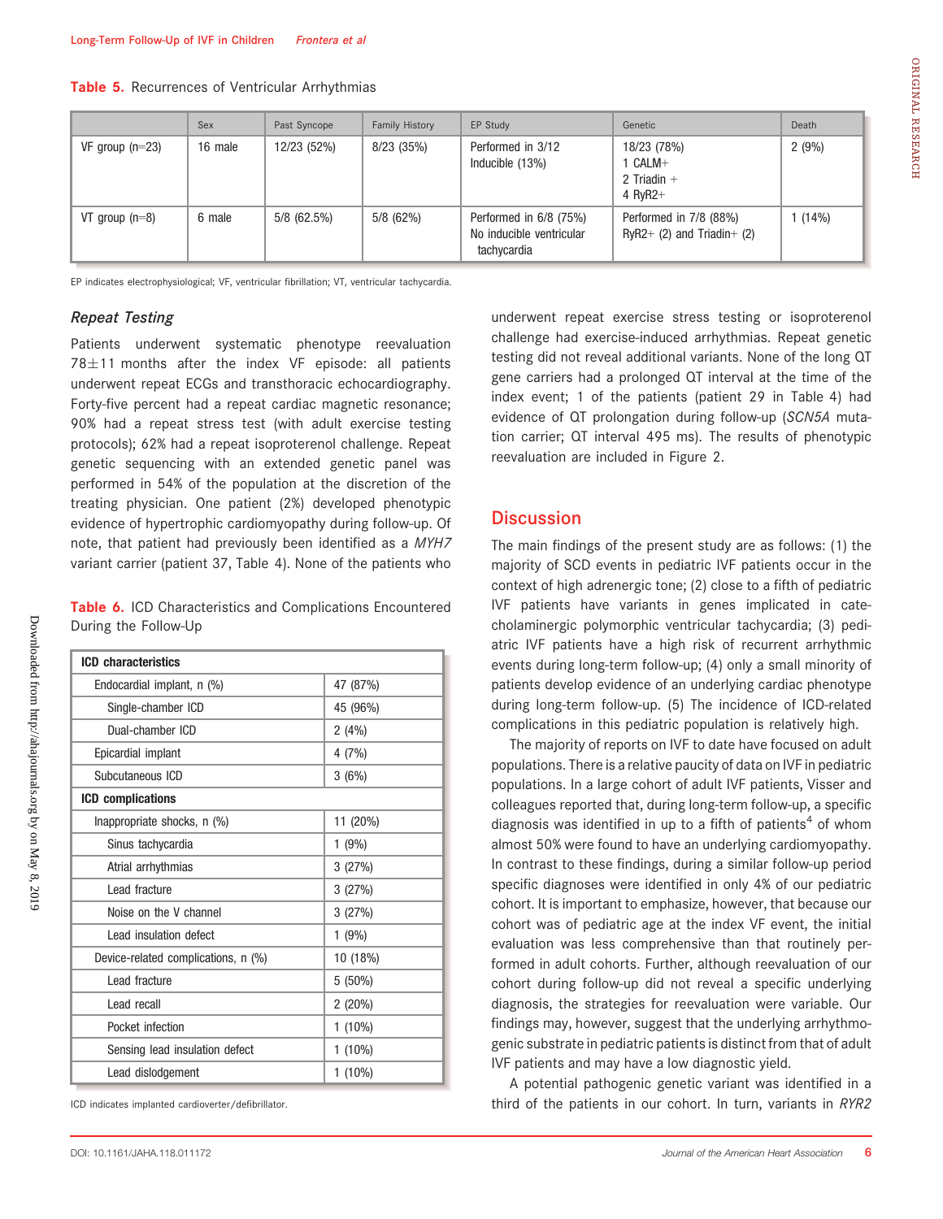**Table 5.** Recurrences of Ventricular Arrhythmias

| | Sex | Past Syncope | Family History | EP Study | Genetic | Death |
|---|---|---|---|---|---|---|
| VF group (n=23) | 16 male | 12/23 (52%) | 8/23 (35%) | Performed in 3/12<br>Inducible (13%) | 18/23 (78%)<br>1 CALM+<br>2 Triadin +<br>4 RyR2+ | 2 (9%) |
| VT group (n=8) | 6 male | 5/8 (62.5%) | 5/8 (62%) | Performed in 6/8 (75%)<br>No inducible ventricular tachycardia | Performed in 7/8 (88%)<br>RyR2+ (2) and Triadin+ (2) | 1 (14%) |

EP indicates electrophysiological; VF, ventricular fibrillation; VT, ventricular tachycardia.

### Repeat Testing

Patients underwent systematic phenotype reevaluation 78±11 months after the index VF episode: all patients underwent repeat ECGs and transthoracic echocardiography. Forty-five percent had a repeat cardiac magnetic resonance; 90% had a repeat stress test (with adult exercise testing protocols); 62% had a repeat isoproterenol challenge. Repeat genetic sequencing with an extended genetic panel was performed in 54% of the population at the discretion of the treating physician. One patient (2%) developed phenotypic evidence of hypertrophic cardiomyopathy during follow-up. Of note, that patient had previously been identified as a *MYH7* variant carrier (patient 37, Table 4). None of the patients who underwent repeat exercise stress testing or isoproterenol challenge had exercise-induced arrhythmias. Repeat genetic testing did not reveal additional variants. None of the long QT gene carriers had a prolonged QT interval at the time of the index event; 1 of the patients (patient 29 in Table 4) had evidence of QT prolongation during follow-up (*SCN5A* mutation carrier; QT interval 495 ms). The results of phenotypic reevaluation are included in Figure 2.

**Table 6.** ICD Characteristics and Complications Encountered During the Follow-Up

| **ICD characteristics** | |
|---|---|
| Endocardial implant, n (%) | 47 (87%) |
| Single-chamber ICD | 45 (96%) |
| Dual-chamber ICD | 2 (4%) |
| Epicardial implant | 4 (7%) |
| Subcutaneous ICD | 3 (6%) |
| **ICD complications** | |
| Inappropriate shocks, n (%) | 11 (20%) |
| Sinus tachycardia | 1 (9%) |
| Atrial arrhythmias | 3 (27%) |
| Lead fracture | 3 (27%) |
| Noise on the V channel | 3 (27%) |
| Lead insulation defect | 1 (9%) |
| Device-related complications, n (%) | 10 (18%) |
| Lead fracture | 5 (50%) |
| Lead recall | 2 (20%) |
| Pocket infection | 1 (10%) |
| Sensing lead insulation defect | 1 (10%) |
| Lead dislodgement | 1 (10%) |

ICD indicates implanted cardioverter/defibrillator.

## Discussion

The main findings of the present study are as follows: (1) the majority of SCD events in pediatric IVF patients occur in the context of high adrenergic tone; (2) close to a fifth of pediatric IVF patients have variants in genes implicated in catecholaminergic polymorphic ventricular tachycardia; (3) pediatric IVF patients have a high risk of recurrent arrhythmic events during long-term follow-up; (4) only a small minority of patients develop evidence of an underlying cardiac phenotype during long-term follow-up. (5) The incidence of ICD-related complications in this pediatric population is relatively high.

The majority of reports on IVF to date have focused on adult populations. There is a relative paucity of data on IVF in pediatric populations. In a large cohort of adult IVF patients, Visser and colleagues reported that, during long-term follow-up, a specific diagnosis was identified in up to a fifth of patients[4] of whom almost 50% were found to have an underlying cardiomyopathy. In contrast to these findings, during a similar follow-up period specific diagnoses were identified in only 4% of our pediatric cohort. It is important to emphasize, however, that because our cohort was of pediatric age at the index VF event, the initial evaluation was less comprehensive than that routinely performed in adult cohorts. Further, although reevaluation of our cohort during follow-up did not reveal a specific underlying diagnosis, the strategies for reevaluation were variable. Our findings may, however, suggest that the underlying arrhythmogenic substrate in pediatric patients is distinct from that of adult IVF patients and may have a low diagnostic yield.

A potential pathogenic genetic variant was identified in a third of the patients in our cohort. In turn, variants in *RYR2*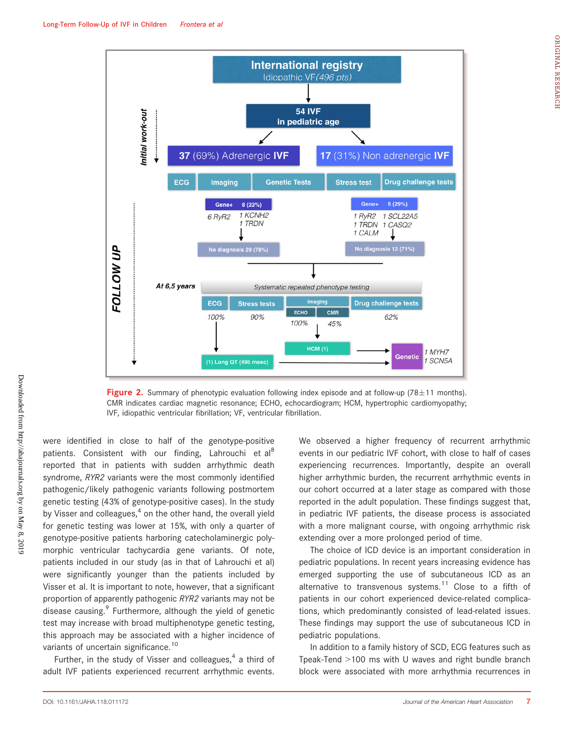Figure 2. Summary of phenotypic evaluation following index episode and at follow-up (78±11 months). CMR indicates cardiac magnetic resonance; ECHO, echocardiogram; HCM, hypertrophic cardiomyopathy; IVF, idiopathic ventricular fibrillation; VF, ventricular fibrillation.

were identified in close to half of the genotype-positive patients. Consistent with our finding, Lahrouchi et al[8] reported that in patients with sudden arrhythmic death syndrome, *RYR2* variants were the most commonly identified pathogenic/likely pathogenic variants following postmortem genetic testing (43% of genotype-positive cases). In the study by Visser and colleagues,[4] on the other hand, the overall yield for genetic testing was lower at 15%, with only a quarter of genotype-positive patients harboring catecholaminergic polymorphic ventricular tachycardia gene variants. Of note, patients included in our study (as in that of Lahrouchi et al) were significantly younger than the patients included by Visser et al. It is important to note, however, that a significant proportion of apparently pathogenic *RYR2* variants may not be disease causing.[9] Furthermore, although the yield of genetic test may increase with broad multiphenotype genetic testing, this approach may be associated with a higher incidence of variants of uncertain significance.[10]

Further, in the study of Visser and colleagues,[4] a third of adult IVF patients experienced recurrent arrhythmic events. We observed a higher frequency of recurrent arrhythmic events in our pediatric IVF cohort, with close to half of cases experiencing recurrences. Importantly, despite an overall higher arrhythmic burden, the recurrent arrhythmic events in our cohort occurred at a later stage as compared with those reported in the adult population. These findings suggest that, in pediatric IVF patients, the disease process is associated with a more malignant course, with ongoing arrhythmic risk extending over a more prolonged period of time.

The choice of ICD device is an important consideration in pediatric populations. In recent years increasing evidence has emerged supporting the use of subcutaneous ICD as an alternative to transvenous systems.[11] Close to a fifth of patients in our cohort experienced device-related complications, which predominantly consisted of lead-related issues. These findings may support the use of subcutaneous ICD in pediatric populations.

In addition to a family history of SCD, ECG features such as Tpeak-Tend >100 ms with U waves and right bundle branch block were associated with more arrhythmia recurrences in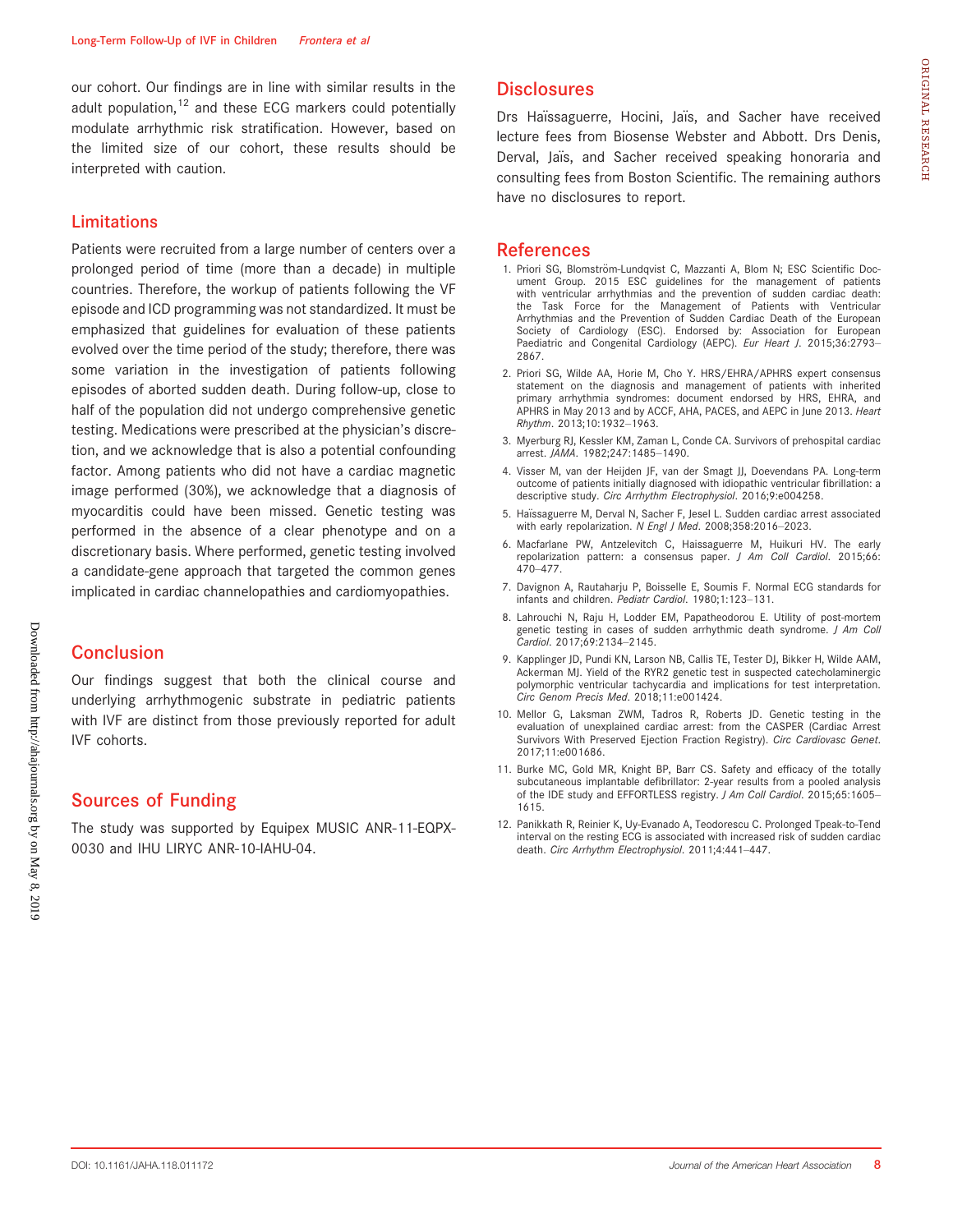our cohort. Our findings are in line with similar results in the adult population,[12] and these ECG markers could potentially modulate arrhythmic risk stratification. However, based on the limited size of our cohort, these results should be interpreted with caution.

## Limitations

Patients were recruited from a large number of centers over a prolonged period of time (more than a decade) in multiple countries. Therefore, the workup of patients following the VF episode and ICD programming was not standardized. It must be emphasized that guidelines for evaluation of these patients evolved over the time period of the study; therefore, there was some variation in the investigation of patients following episodes of aborted sudden death. During follow-up, close to half of the population did not undergo comprehensive genetic testing. Medications were prescribed at the physician's discretion, and we acknowledge that is also a potential confounding factor. Among patients who did not have a cardiac magnetic image performed (30%), we acknowledge that a diagnosis of myocarditis could have been missed. Genetic testing was performed in the absence of a clear phenotype and on a discretionary basis. Where performed, genetic testing involved a candidate-gene approach that targeted the common genes implicated in cardiac channelopathies and cardiomyopathies.

## Conclusion

Our findings suggest that both the clinical course and underlying arrhythmogenic substrate in pediatric patients with IVF are distinct from those previously reported for adult IVF cohorts.

## Sources of Funding

The study was supported by Equipex MUSIC ANR-11-EQPX-0030 and IHU LIRYC ANR-10-IAHU-04.

## Disclosures

Drs Haïssaguerre, Hocini, Jaïs, and Sacher have received lecture fees from Biosense Webster and Abbott. Drs Denis, Derval, Jaïs, and Sacher received speaking honoraria and consulting fees from Boston Scientific. The remaining authors have no disclosures to report.

## References

1. Priori SG, Blomström-Lundqvist C, Mazzanti A, Blom N; ESC Scientific Document Group. 2015 ESC guidelines for the management of patients with ventricular arrhythmias and the prevention of sudden cardiac death: the Task Force for the Management of Patients with Ventricular Arrhythmias and the Prevention of Sudden Cardiac Death of the European Society of Cardiology (ESC). Endorsed by: Association for European Paediatric and Congenital Cardiology (AEPC). *Eur Heart J*. 2015;36:2793–2867.
2. Priori SG, Wilde AA, Horie M, Cho Y. HRS/EHRA/APHRS expert consensus statement on the diagnosis and management of patients with inherited primary arrhythmia syndromes: document endorsed by HRS, EHRA, and APHRS in May 2013 and by ACCF, AHA, PACES, and AEPC in June 2013. *Heart Rhythm*. 2013;10:1932–1963.
3. Myerburg RJ, Kessler KM, Zaman L, Conde CA. Survivors of prehospital cardiac arrest. *JAMA*. 1982;247:1485–1490.
4. Visser M, van der Heijden JF, van der Smagt JJ, Doevendans PA. Long-term outcome of patients initially diagnosed with idiopathic ventricular fibrillation: a descriptive study. *Circ Arrhythm Electrophysiol*. 2016;9:e004258.
5. Haïssaguerre M, Derval N, Sacher F, Jesel L. Sudden cardiac arrest associated with early repolarization. *N Engl J Med*. 2008;358:2016–2023.
6. Macfarlane PW, Antzelevitch C, Haissaguerre M, Huikuri HV. The early repolarization pattern: a consensus paper. *J Am Coll Cardiol*. 2015;66:470–477.
7. Davignon A, Rautaharju P, Boisselle E, Soumis F. Normal ECG standards for infants and children. *Pediatr Cardiol*. 1980;1:123–131.
8. Lahrouchi N, Raju H, Lodder EM, Papatheodorou E. Utility of post-mortem genetic testing in cases of sudden arrhythmic death syndrome. *J Am Coll Cardiol*. 2017;69:2134–2145.
9. Kapplinger JD, Pundi KN, Larson NB, Callis TE, Tester DJ, Bikker H, Wilde AAM, Ackerman MJ. Yield of the RYR2 genetic test in suspected catecholaminergic polymorphic ventricular tachycardia and implications for test interpretation. *Circ Genom Precis Med*. 2018;11:e001424.
10. Mellor G, Laksman ZWM, Tadros R, Roberts JD. Genetic testing in the evaluation of unexplained cardiac arrest: from the CASPER (Cardiac Arrest Survivors With Preserved Ejection Fraction Registry). *Circ Cardiovasc Genet*. 2017;11:e001686.
11. Burke MC, Gold MR, Knight BP, Barr CS. Safety and efficacy of the totally subcutaneous implantable defibrillator: 2-year results from a pooled analysis of the IDE study and EFFORTLESS registry. *J Am Coll Cardiol*. 2015;65:1605–1615.
12. Panikkath R, Reinier K, Uy-Evanado A, Teodorescu C. Prolonged Tpeak-to-Tend interval on the resting ECG is associated with increased risk of sudden cardiac death. *Circ Arrhythm Electrophysiol*. 2011;4:441–447.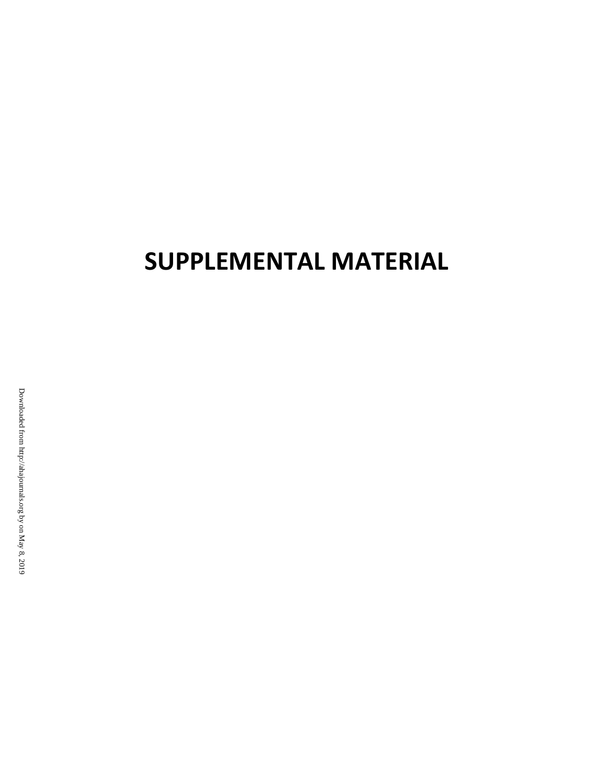# SUPPLEMENTAL MATERIAL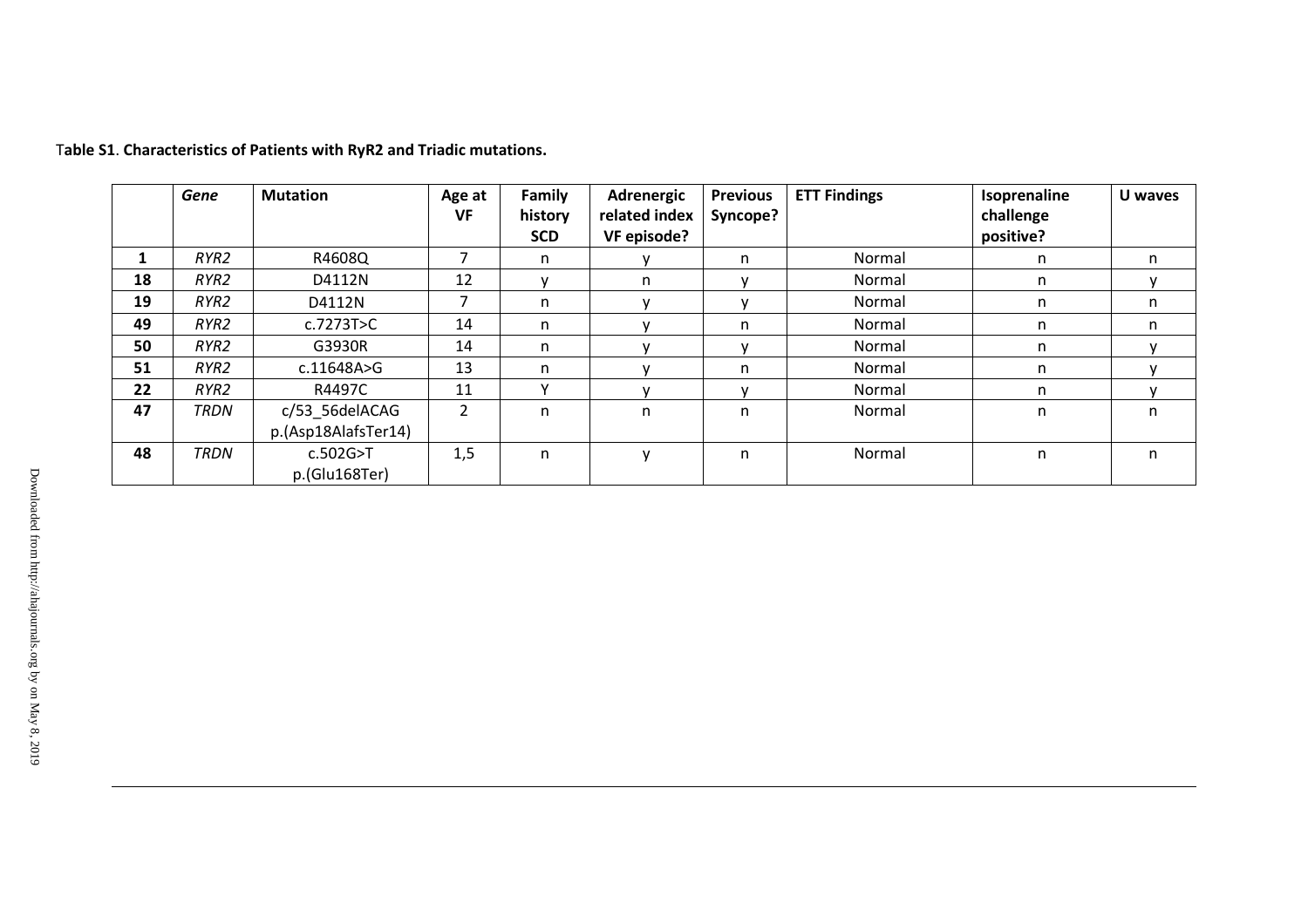**Table S1. Characteristics of Patients with RyR2 and Triadic mutations.**

| | *Gene* | Mutation | Age at VF | Family history SCD | Adrenergic related index VF episode? | Previous Syncope? | ETT Findings | Isoprenaline challenge positive? | U waves |
|---|---|---|---|---|---|---|---|---|---|
| **1** | *RYR2* | R4608Q | 7 | n | y | n | Normal | n | n |
| **18** | *RYR2* | D4112N | 12 | y | n | y | Normal | n | y |
| **19** | *RYR2* | D4112N | 7 | n | y | y | Normal | n | n |
| **49** | *RYR2* | c.7273T>C | 14 | n | y | n | Normal | n | n |
| **50** | *RYR2* | G3930R | 14 | n | y | y | Normal | n | y |
| **51** | *RYR2* | c.11648A>G | 13 | n | y | n | Normal | n | y |
| **22** | *RYR2* | R4497C | 11 | Y | y | y | Normal | n | y |
| **47** | *TRDN* | c/53_56delACAG p.(Asp18AlafsTer14) | 2 | n | n | n | Normal | n | n |
| **48** | *TRDN* | c.502G>T p.(Glu168Ter) | 1,5 | n | y | n | Normal | n | n |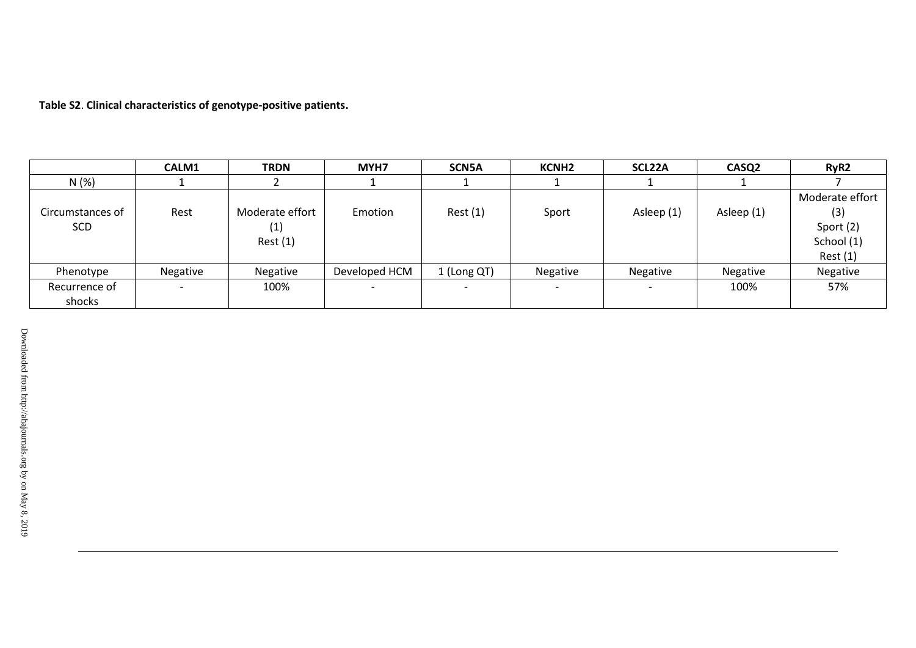**Table S2**. **Clinical characteristics of genotype-positive patients.**

| | CALM1 | TRDN | MYH7 | SCN5A | KCNH2 | SCL22A | CASQ2 | RyR2 |
|---|---|---|---|---|---|---|---|---|
| N (%) | 1 | 2 | 1 | 1 | 1 | 1 | 1 | 7 |
| Circumstances of SCD | Rest | Moderate effort (1) Rest (1) | Emotion | Rest (1) | Sport | Asleep (1) | Asleep (1) | Moderate effort (3) Sport (2) School (1) Rest (1) |
| Phenotype | Negative | Negative | Developed HCM | 1 (Long QT) | Negative | Negative | Negative | Negative |
| Recurrence of shocks | - | 100% | - | - | - | - | 100% | 57% |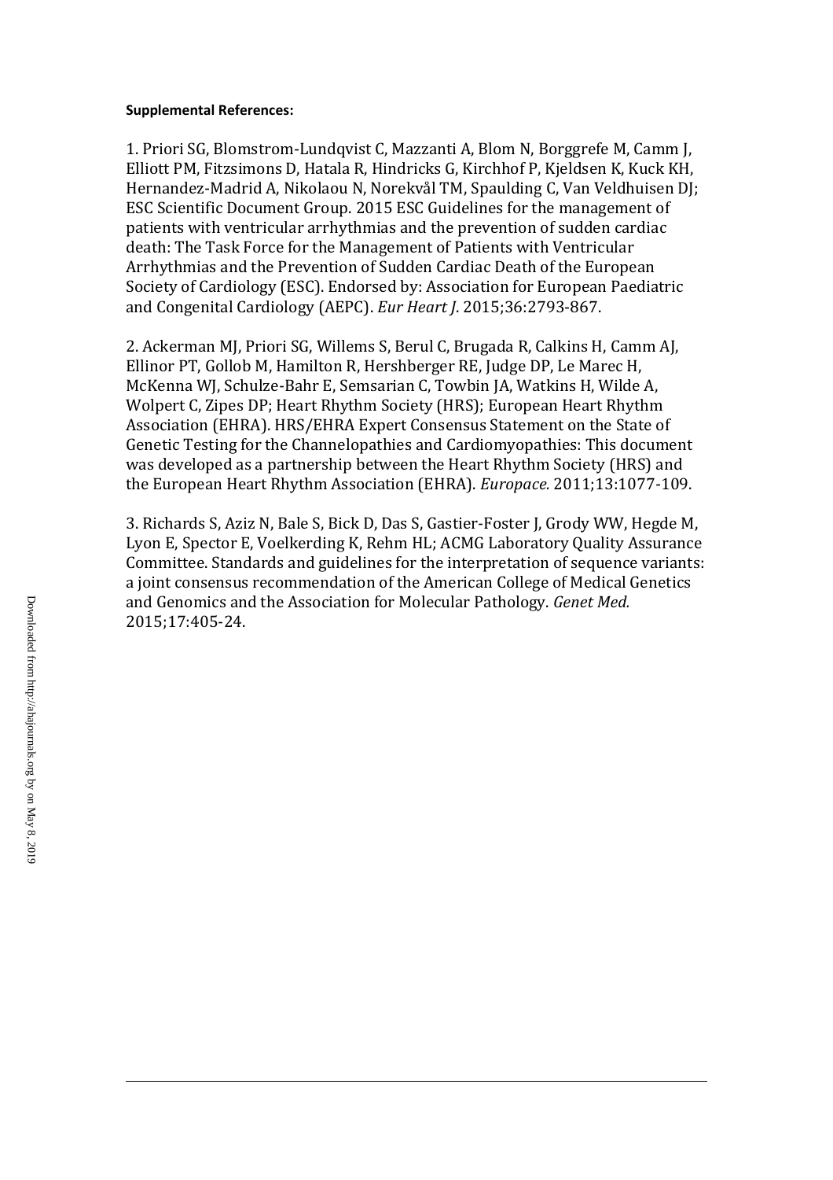**Supplemental References:**

1. Priori SG, Blomstrom-Lundqvist C, Mazzanti A, Blom N, Borggrefe M, Camm J, Elliott PM, Fitzsimons D, Hatala R, Hindricks G, Kirchhof P, Kjeldsen K, Kuck KH, Hernandez-Madrid A, Nikolaou N, Norekvål TM, Spaulding C, Van Veldhuisen DJ; ESC Scientific Document Group. 2015 ESC Guidelines for the management of patients with ventricular arrhythmias and the prevention of sudden cardiac death: The Task Force for the Management of Patients with Ventricular Arrhythmias and the Prevention of Sudden Cardiac Death of the European Society of Cardiology (ESC). Endorsed by: Association for European Paediatric and Congenital Cardiology (AEPC). *Eur Heart J*. 2015;36:2793-867.

2. Ackerman MJ, Priori SG, Willems S, Berul C, Brugada R, Calkins H, Camm AJ, Ellinor PT, Gollob M, Hamilton R, Hershberger RE, Judge DP, Le Marec H, McKenna WJ, Schulze-Bahr E, Semsarian C, Towbin JA, Watkins H, Wilde A, Wolpert C, Zipes DP; Heart Rhythm Society (HRS); European Heart Rhythm Association (EHRA). HRS/EHRA Expert Consensus Statement on the State of Genetic Testing for the Channelopathies and Cardiomyopathies: This document was developed as a partnership between the Heart Rhythm Society (HRS) and the European Heart Rhythm Association (EHRA). *Europace.* 2011;13:1077-109.

3. Richards S, Aziz N, Bale S, Bick D, Das S, Gastier-Foster J, Grody WW, Hegde M, Lyon E, Spector E, Voelkerding K, Rehm HL; ACMG Laboratory Quality Assurance Committee. Standards and guidelines for the interpretation of sequence variants: a joint consensus recommendation of the American College of Medical Genetics and Genomics and the Association for Molecular Pathology. *Genet Med.* 2015;17:405-24.